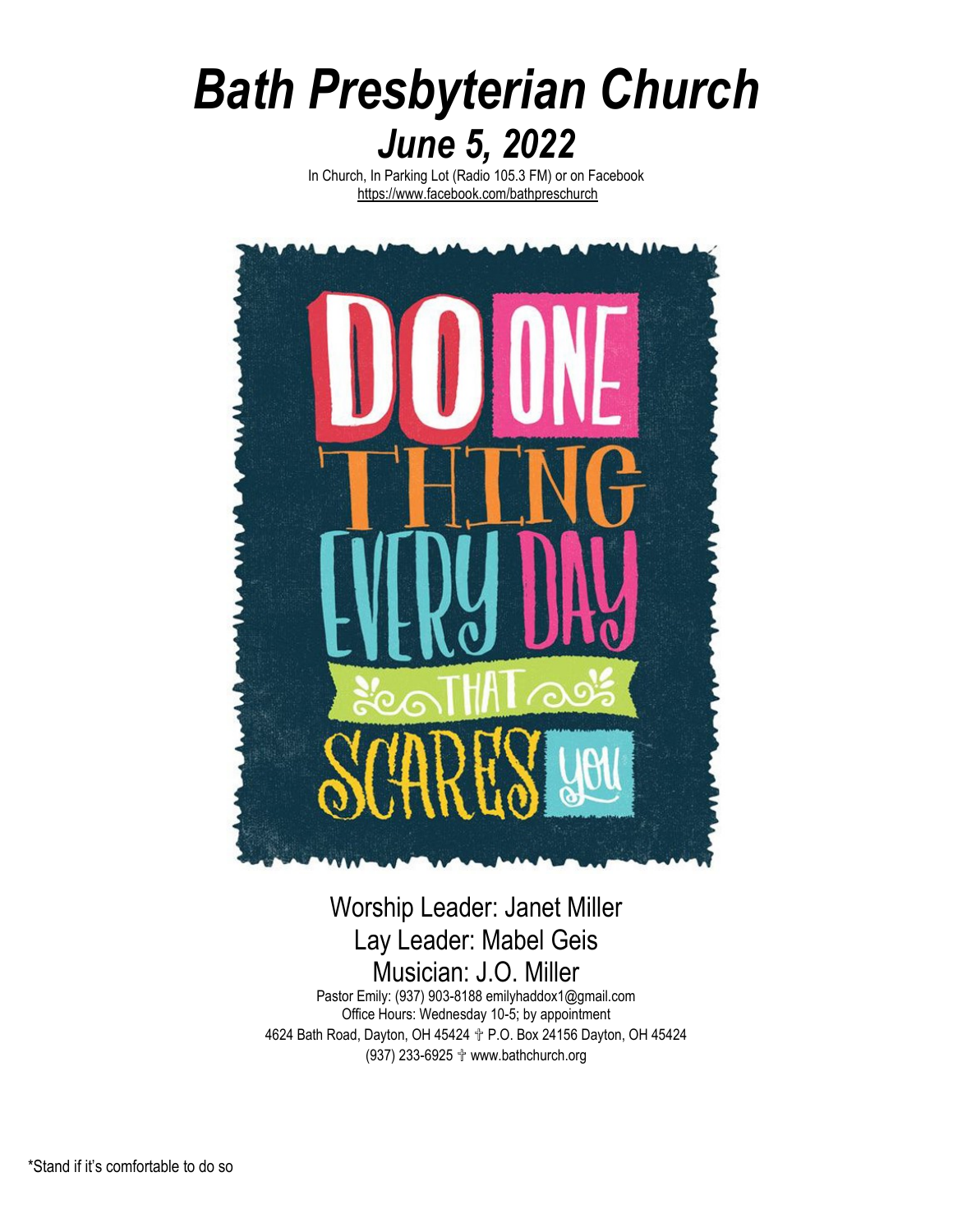# *Bath Presbyterian Church*

## *June 5, 2022*

In Church, In Parking Lot (Radio 105.3 FM) or on Facebook
https://www.facebook.com/bathpreschurch

DO ONE THING EVERY DAY THAT SCARES YOU

Worship Leader: Janet Miller
Lay Leader: Mabel Geis
Musician: J.O. Miller

Pastor Emily: (937) 903-8188 emilyhaddox1@gmail.com
Office Hours: Wednesday 10-5; by appointment
4624 Bath Road, Dayton, OH 45424 ✝ P.O. Box 24156 Dayton, OH 45424
(937) 233-6925 ✝ www.bathchurch.org

*Stand if it's comfortable to do so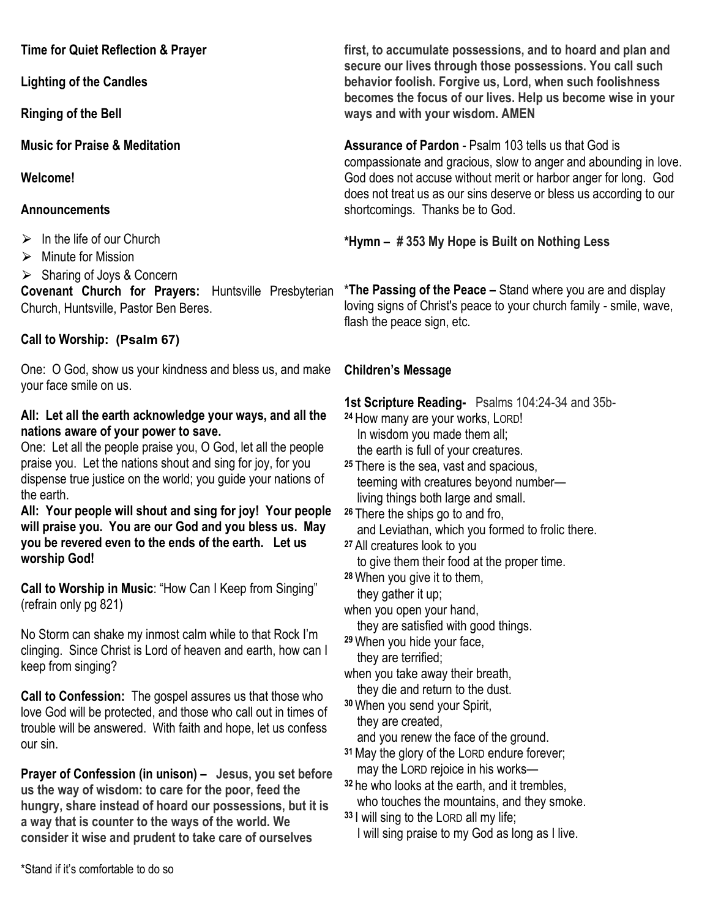**Time for Quiet Reflection & Prayer**

**Lighting of the Candles**

**Ringing of the Bell**

**Music for Praise & Meditation**

**Welcome!**

**Announcements**

- In the life of our Church
- Minute for Mission
- Sharing of Joys & Concern

**Covenant Church for Prayers:** Huntsville Presbyterian Church, Huntsville, Pastor Ben Beres.

**Call to Worship: (Psalm 67)**

One: O God, show us your kindness and bless us, and make your face smile on us.

**All: Let all the earth acknowledge your ways, and all the nations aware of your power to save.**

One: Let all the people praise you, O God, let all the people praise you. Let the nations shout and sing for joy, for you dispense true justice on the world; you guide your nations of the earth.

**All: Your people will shout and sing for joy! Your people will praise you. You are our God and you bless us. May you be revered even to the ends of the earth. Let us worship God!**

**Call to Worship in Music**: "How Can I Keep from Singing" (refrain only pg 821)

No Storm can shake my inmost calm while to that Rock I'm clinging. Since Christ is Lord of heaven and earth, how can I keep from singing?

**Call to Confession:** The gospel assures us that those who love God will be protected, and those who call out in times of trouble will be answered. With faith and hope, let us confess our sin.

**Prayer of Confession (in unison) – Jesus, you set before us the way of wisdom: to care for the poor, feed the hungry, share instead of hoard our possessions, but it is a way that is counter to the ways of the world. We consider it wise and prudent to take care of ourselves first, to accumulate possessions, and to hoard and plan and secure our lives through those possessions. You call such behavior foolish. Forgive us, Lord, when such foolishness becomes the focus of our lives. Help us become wise in your ways and with your wisdom. AMEN**

**Assurance of Pardon** - Psalm 103 tells us that God is compassionate and gracious, slow to anger and abounding in love. God does not accuse without merit or harbor anger for long. God does not treat us as our sins deserve or bless us according to our shortcomings. Thanks be to God.

**\*Hymn – # 353 My Hope is Built on Nothing Less**

\***The Passing of the Peace –** Stand where you are and display loving signs of Christ's peace to your church family - smile, wave, flash the peace sign, etc.

**Children's Message**

**1st Scripture Reading-** Psalms 104:24-34 and 35b-

[24] How many are your works, LORD!
In wisdom you made them all;
the earth is full of your creatures.

[25] There is the sea, vast and spacious,
teeming with creatures beyond number—
living things both large and small.

[26] There the ships go to and fro,
and Leviathan, which you formed to frolic there.

[27] All creatures look to you
to give them their food at the proper time.

[28] When you give it to them,
they gather it up;
when you open your hand,
they are satisfied with good things.

[29] When you hide your face,
they are terrified;
when you take away their breath,
they die and return to the dust.

[30] When you send your Spirit,
they are created,
and you renew the face of the ground.

[31] May the glory of the LORD endure forever;
may the LORD rejoice in his works—

[32] he who looks at the earth, and it trembles,
who touches the mountains, and they smoke.

[33] I will sing to the LORD all my life;
I will sing praise to my God as long as I live.

\*Stand if it's comfortable to do so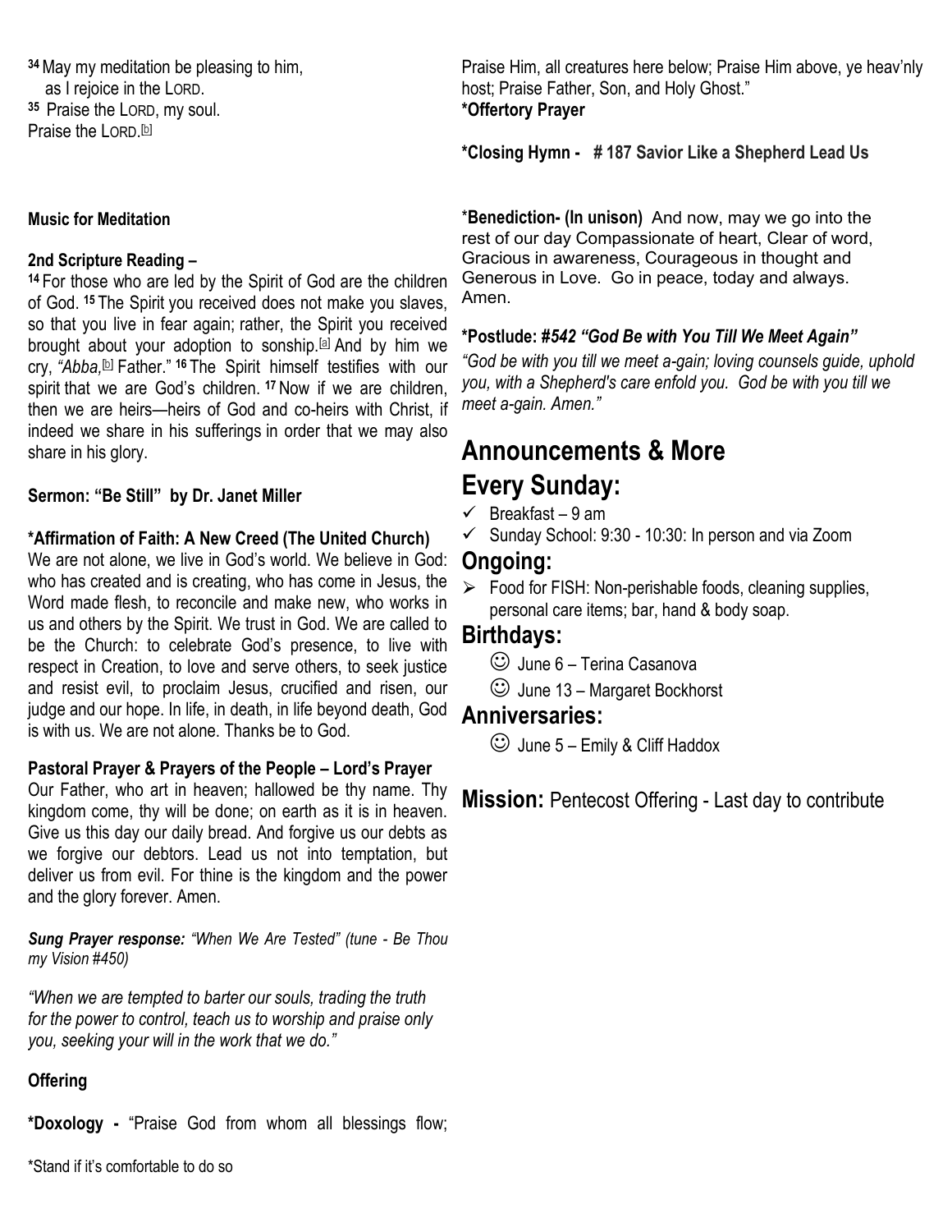[34] May my meditation be pleasing to him,
as I rejoice in the LORD.
[35] Praise the LORD, my soul.
Praise the LORD.[b]

**Music for Meditation**

**2nd Scripture Reading –**
[14] For those who are led by the Spirit of God are the children of God. [15] The Spirit you received does not make you slaves, so that you live in fear again; rather, the Spirit you received brought about your adoption to sonship.[a] And by him we cry, *"Abba,*[b] Father." [16] The Spirit himself testifies with our spirit that we are God's children. [17] Now if we are children, then we are heirs—heirs of God and co-heirs with Christ, if indeed we share in his sufferings in order that we may also share in his glory.

**Sermon: "Be Still" by Dr. Janet Miller**

**\*Affirmation of Faith: A New Creed (The United Church)**
We are not alone, we live in God's world. We believe in God: who has created and is creating, who has come in Jesus, the Word made flesh, to reconcile and make new, who works in us and others by the Spirit. We trust in God. We are called to be the Church: to celebrate God's presence, to live with respect in Creation, to love and serve others, to seek justice and resist evil, to proclaim Jesus, crucified and risen, our judge and our hope. In life, in death, in life beyond death, God is with us. We are not alone. Thanks be to God.

**Pastoral Prayer & Prayers of the People – Lord's Prayer**
Our Father, who art in heaven; hallowed be thy name. Thy kingdom come, thy will be done; on earth as it is in heaven. Give us this day our daily bread. And forgive us our debts as we forgive our debtors. Lead us not into temptation, but deliver us from evil. For thine is the kingdom and the power and the glory forever. Amen.

***Sung Prayer response:*** *"When We Are Tested" (tune - Be Thou my Vision #450)*

*"When we are tempted to barter our souls, trading the truth for the power to control, teach us to worship and praise only you, seeking your will in the work that we do."*

**Offering**

**\*Doxology -** "Praise God from whom all blessings flow; Praise Him, all creatures here below; Praise Him above, ye heav'nly host; Praise Father, Son, and Holy Ghost."
**\*Offertory Prayer**

**\*Closing Hymn - # 187 Savior Like a Shepherd Lead Us**

\***Benediction- (In unison)** And now, may we go into the rest of our day Compassionate of heart, Clear of word, Gracious in awareness, Courageous in thought and Generous in Love. Go in peace, today and always. Amen.

**\*Postlude: #*542 "God Be with You Till We Meet Again"***
*"God be with you till we meet a-gain; loving counsels guide, uphold you, with a Shepherd's care enfold you. God be with you till we meet a-gain. Amen."*

# Announcements & More

# Every Sunday:

- ✓ Breakfast – 9 am
- ✓ Sunday School: 9:30 - 10:30: In person and via Zoom

## Ongoing:

- ➢ Food for FISH: Non-perishable foods, cleaning supplies, personal care items; bar, hand & body soap.

## Birthdays:

- ☺ June 6 – Terina Casanova
- ☺ June 13 – Margaret Bockhorst

## Anniversaries:

- ☺ June 5 – Emily & Cliff Haddox

**Mission:** Pentecost Offering - Last day to contribute

\*Stand if it's comfortable to do so